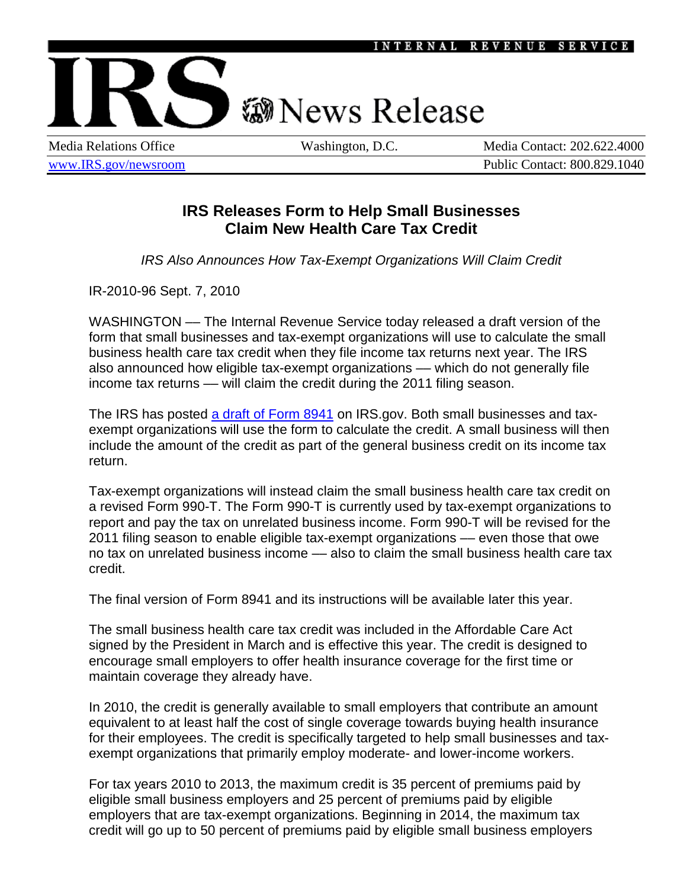INTERNAL REVENUE SERVICE

# IRS News Release

| Media Relations Office | Washington, D.C. | Media Contact: 202.622.4000 |
| --- | --- | --- |
| www.IRS.gov/newsroom | | Public Contact: 800.829.1040 |

## IRS Releases Form to Help Small Businesses Claim New Health Care Tax Credit

*IRS Also Announces How Tax-Exempt Organizations Will Claim Credit*

IR-2010-96 Sept. 7, 2010

WASHINGTON –– The Internal Revenue Service today released a draft version of the form that small businesses and tax-exempt organizations will use to calculate the small business health care tax credit when they file income tax returns next year. The IRS also announced how eligible tax-exempt organizations –– which do not generally file income tax returns –– will claim the credit during the 2011 filing season.

The IRS has posted [a draft of Form 8941](a draft of Form 8941) on IRS.gov. Both small businesses and tax-exempt organizations will use the form to calculate the credit. A small business will then include the amount of the credit as part of the general business credit on its income tax return.

Tax-exempt organizations will instead claim the small business health care tax credit on a revised Form 990-T. The Form 990-T is currently used by tax-exempt organizations to report and pay the tax on unrelated business income. Form 990-T will be revised for the 2011 filing season to enable eligible tax-exempt organizations –– even those that owe no tax on unrelated business income –– also to claim the small business health care tax credit.

The final version of Form 8941 and its instructions will be available later this year.

The small business health care tax credit was included in the Affordable Care Act signed by the President in March and is effective this year. The credit is designed to encourage small employers to offer health insurance coverage for the first time or maintain coverage they already have.

In 2010, the credit is generally available to small employers that contribute an amount equivalent to at least half the cost of single coverage towards buying health insurance for their employees. The credit is specifically targeted to help small businesses and tax-exempt organizations that primarily employ moderate- and lower-income workers.

For tax years 2010 to 2013, the maximum credit is 35 percent of premiums paid by eligible small business employers and 25 percent of premiums paid by eligible employers that are tax-exempt organizations. Beginning in 2014, the maximum tax credit will go up to 50 percent of premiums paid by eligible small business employers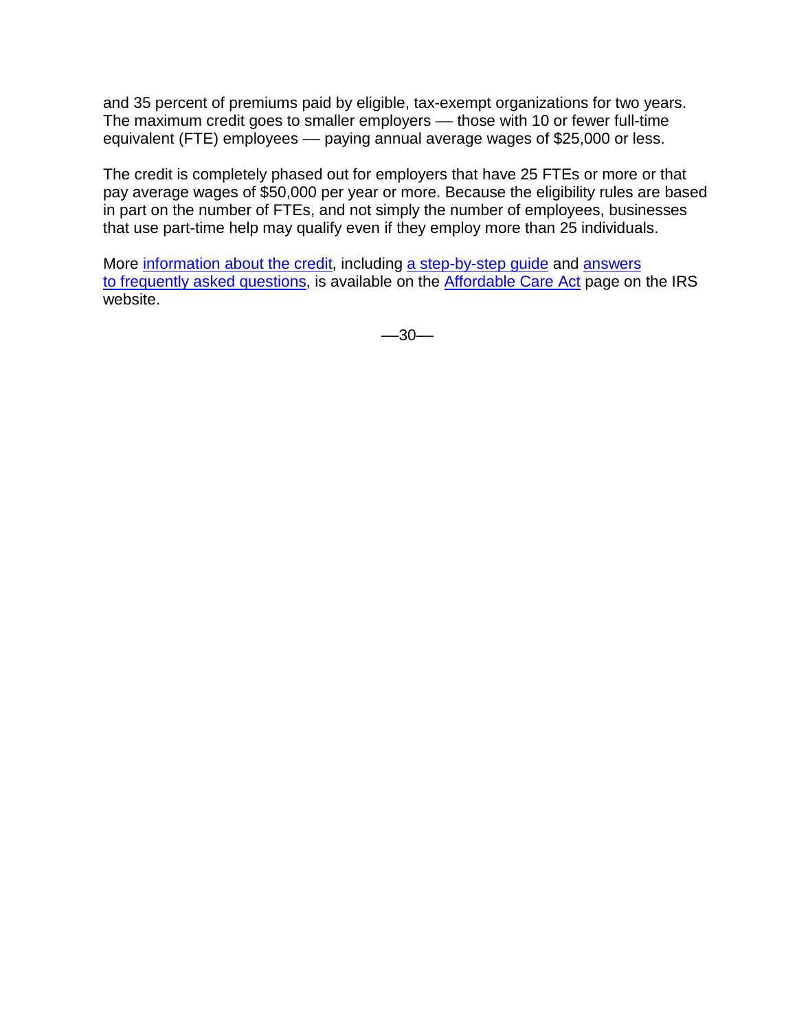and 35 percent of premiums paid by eligible, tax-exempt organizations for two years. The maximum credit goes to smaller employers — those with 10 or fewer full-time equivalent (FTE) employees — paying annual average wages of $25,000 or less.

The credit is completely phased out for employers that have 25 FTEs or more or that pay average wages of $50,000 per year or more. Because the eligibility rules are based in part on the number of FTEs, and not simply the number of employees, businesses that use part-time help may qualify even if they employ more than 25 individuals.

More information about the credit, including a step-by-step guide and answers to frequently asked questions, is available on the Affordable Care Act page on the IRS website.

—30—